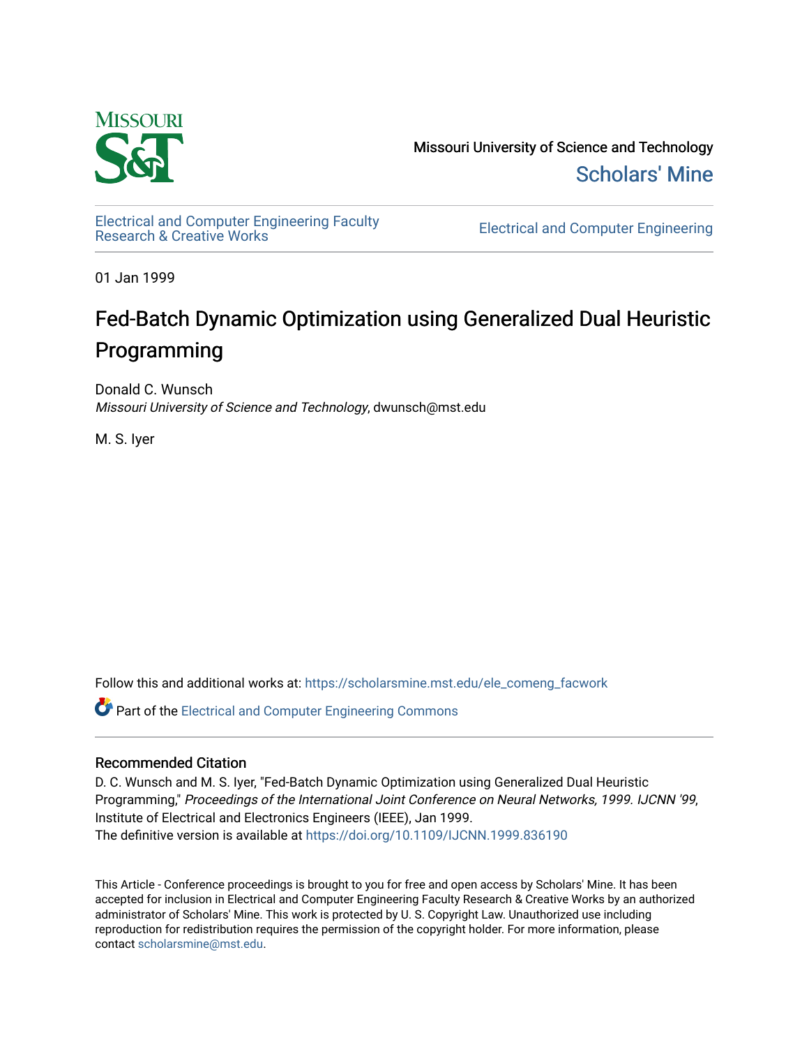Missouri University of Science and Technology

Scholars' Mine

Electrical and Computer Engineering Faculty Research & Creative Works

Electrical and Computer Engineering

01 Jan 1999

# Fed-Batch Dynamic Optimization using Generalized Dual Heuristic Programming

Donald C. Wunsch
*Missouri University of Science and Technology*, dwunsch@mst.edu

M. S. Iyer

Follow this and additional works at: https://scholarsmine.mst.edu/ele_comeng_facwork

Part of the Electrical and Computer Engineering Commons

## Recommended Citation

D. C. Wunsch and M. S. Iyer, "Fed-Batch Dynamic Optimization using Generalized Dual Heuristic Programming," *Proceedings of the International Joint Conference on Neural Networks, 1999. IJCNN '99*, Institute of Electrical and Electronics Engineers (IEEE), Jan 1999.
The definitive version is available at https://doi.org/10.1109/IJCNN.1999.836190

This Article - Conference proceedings is brought to you for free and open access by Scholars' Mine. It has been accepted for inclusion in Electrical and Computer Engineering Faculty Research & Creative Works by an authorized administrator of Scholars' Mine. This work is protected by U. S. Copyright Law. Unauthorized use including reproduction for redistribution requires the permission of the copyright holder. For more information, please contact scholarsmine@mst.edu.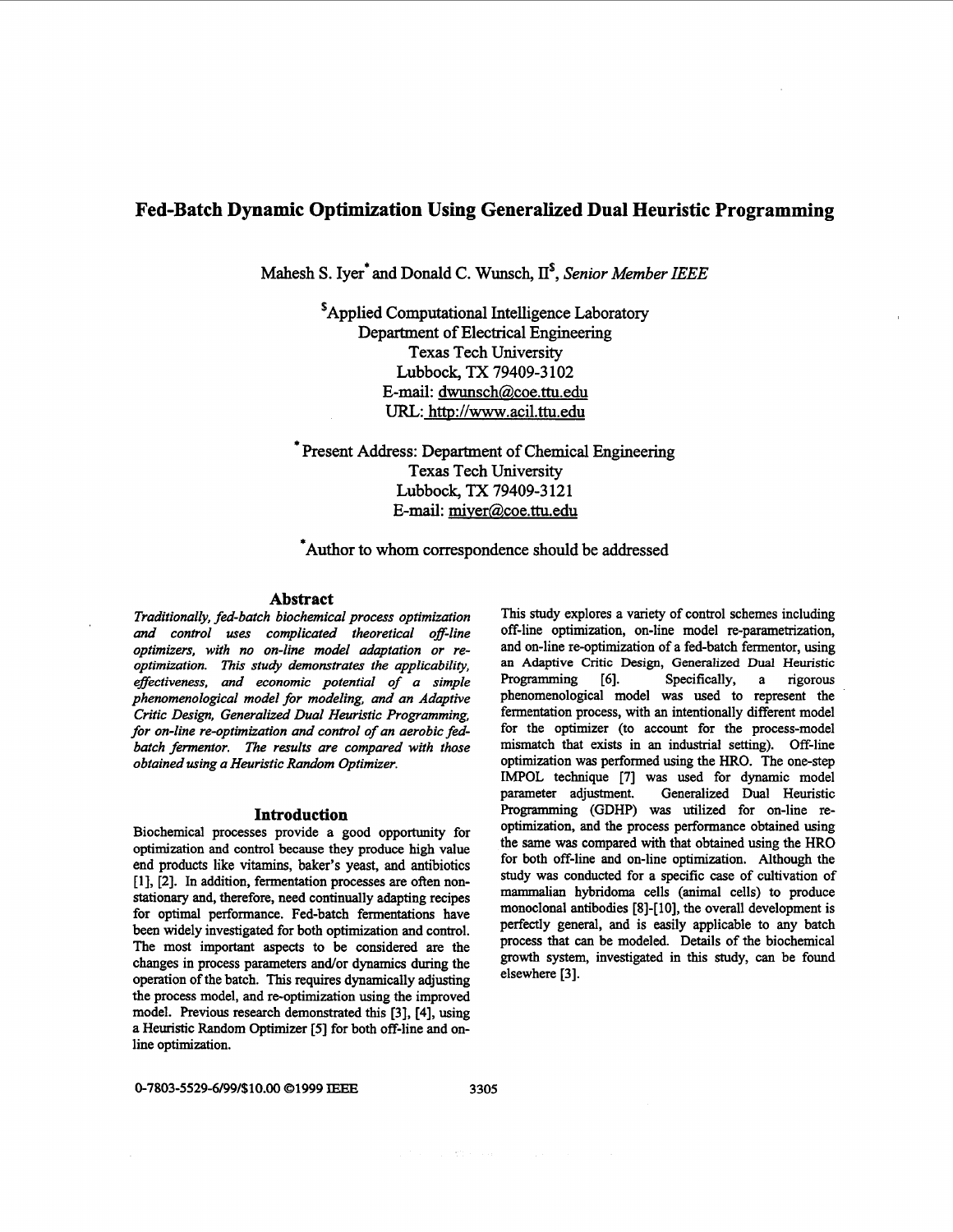# Fed-Batch Dynamic Optimization Using Generalized Dual Heuristic Programming

Mahesh S. Iyer* and Donald C. Wunsch, II$, *Senior Member IEEE*

$Applied Computational Intelligence Laboratory
Department of Electrical Engineering
Texas Tech University
Lubbock, TX 79409-3102
E-mail: dwunsch@coe.ttu.edu
URL: http://www.acil.ttu.edu

*Present Address: Department of Chemical Engineering
Texas Tech University
Lubbock, TX 79409-3121
E-mail: miyer@coe.ttu.edu

*Author to whom correspondence should be addressed

## Abstract

*Traditionally, fed-batch biochemical process optimization and control uses complicated theoretical off-line optimizers, with no on-line model adaptation or re-optimization. This study demonstrates the applicability, effectiveness, and economic potential of a simple phenomenological model for modeling, and an Adaptive Critic Design, Generalized Dual Heuristic Programming, for on-line re-optimization and control of an aerobic fed-batch fermentor. The results are compared with those obtained using a Heuristic Random Optimizer.*

## Introduction

Biochemical processes provide a good opportunity for optimization and control because they produce high value end products like vitamins, baker's yeast, and antibiotics [1], [2]. In addition, fermentation processes are often non-stationary and, therefore, need continually adapting recipes for optimal performance. Fed-batch fermentations have been widely investigated for both optimization and control. The most important aspects to be considered are the changes in process parameters and/or dynamics during the operation of the batch. This requires dynamically adjusting the process model, and re-optimization using the improved model. Previous research demonstrated this [3], [4], using a Heuristic Random Optimizer [5] for both off-line and on-line optimization.

This study explores a variety of control schemes including off-line optimization, on-line model re-parametrization, and on-line re-optimization of a fed-batch fermentor, using an Adaptive Critic Design, Generalized Dual Heuristic Programming [6]. Specifically, a rigorous phenomenological model was used to represent the fermentation process, with an intentionally different model for the optimizer (to account for the process-model mismatch that exists in an industrial setting). Off-line optimization was performed using the HRO. The one-step IMPOL technique [7] was used for dynamic model parameter adjustment. Generalized Dual Heuristic Programming (GDHP) was utilized for on-line re-optimization, and the process performance obtained using the same was compared with that obtained using the HRO for both off-line and on-line optimization. Although the study was conducted for a specific case of cultivation of mammalian hybridoma cells (animal cells) to produce monoclonal antibodies [8]-[10], the overall development is perfectly general, and is easily applicable to any batch process that can be modeled. Details of the biochemical growth system, investigated in this study, can be found elsewhere [3].

0-7803-5529-6/99/$10.00 ©1999 IEEE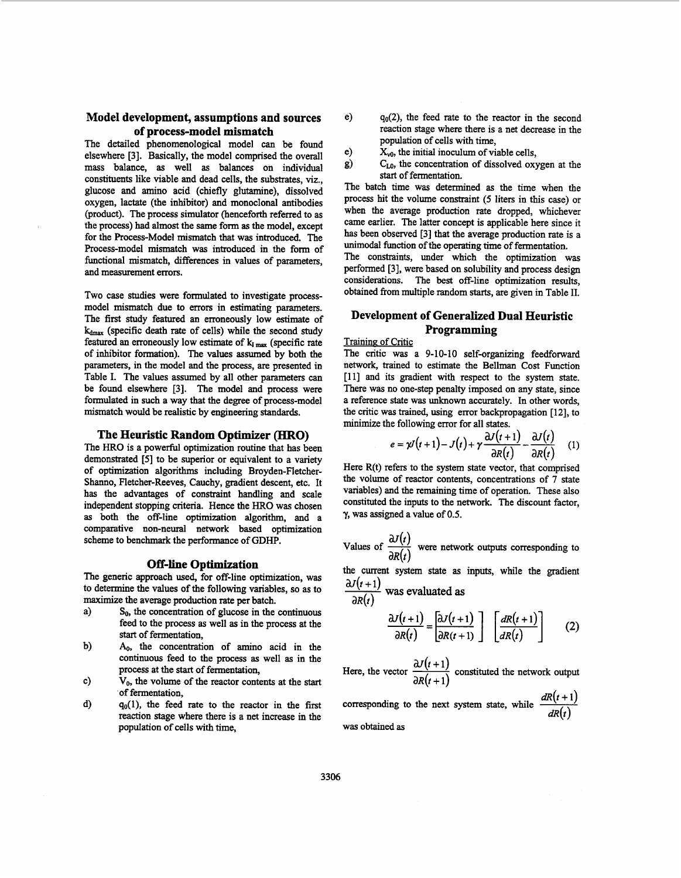## Model development, assumptions and sources of process-model mismatch

The detailed phenomenological model can be found elsewhere [3]. Basically, the model comprised the overall mass balance, as well as balances on individual constituents like viable and dead cells, the substrates, viz., glucose and amino acid (chiefly glutamine), dissolved oxygen, lactate (the inhibitor) and monoclonal antibodies (product). The process simulator (henceforth referred to as the process) had almost the same form as the model, except for the Process-Model mismatch that was introduced. The Process-model mismatch was introduced in the form of functional mismatch, differences in values of parameters, and measurement errors.

Two case studies were formulated to investigate process-model mismatch due to errors in estimating parameters. The first study featured an erroneously low estimate of $k_{dmax}$ (specific death rate of cells) while the second study featured an erroneously low estimate of $k_{I\,max}$ (specific rate of inhibitor formation). The values assumed by both the parameters, in the model and the process, are presented in Table I. The values assumed by all other parameters can be found elsewhere [3]. The model and process were formulated in such a way that the degree of process-model mismatch would be realistic by engineering standards.

## The Heuristic Random Optimizer (HRO)

The HRO is a powerful optimization routine that has been demonstrated [5] to be superior or equivalent to a variety of optimization algorithms including Broyden-Fletcher-Shanno, Fletcher-Reeves, Cauchy, gradient descent, etc. It has the advantages of constraint handling and scale independent stopping criteria. Hence the HRO was chosen as both the off-line optimization algorithm, and a comparative non-neural network based optimization scheme to benchmark the performance of GDHP.

## Off-line Optimization

The generic approach used, for off-line optimization, was to determine the values of the following variables, so as to maximize the average production rate per batch.

a) $S_0$, the concentration of glucose in the continuous feed to the process as well as in the process at the start of fermentation,

b) $A_0$, the concentration of amino acid in the continuous feed to the process as well as in the process at the start of fermentation,

c) $V_0$, the volume of the reactor contents at the start of fermentation,

d) $q_0(1)$, the feed rate to the reactor in the first reaction stage where there is a net increase in the population of cells with time,

e) $q_0(2)$, the feed rate to the reactor in the second reaction stage where there is a net decrease in the population of cells with time,

e) $X_{v0}$, the initial inoculum of viable cells,

g) $C_{L0}$, the concentration of dissolved oxygen at the start of fermentation.

The batch time was determined as the time when the process hit the volume constraint (5 liters in this case) or when the average production rate dropped, whichever came earlier. The latter concept is applicable here since it has been observed [3] that the average production rate is a unimodal function of the operating time of fermentation.

The constraints, under which the optimization was performed [3], were based on solubility and process design considerations. The best off-line optimization results, obtained from multiple random starts, are given in Table II.

## Development of Generalized Dual Heuristic Programming

Training of Critic

The critic was a 9-10-10 self-organizing feedforward network, trained to estimate the Bellman Cost Function [11] and its gradient with respect to the system state. There was no one-step penalty imposed on any state, since a reference state was unknown accurately. In other words, the critic was trained, using error backpropagation [12], to minimize the following error for all states.

$$e = \gamma J(t+1) - J(t) + \gamma \frac{\partial J(t+1)}{\partial R(t)} - \frac{\partial J(t)}{\partial R(t)} \quad (1)$$

Here R(t) refers to the system state vector, that comprised the volume of reactor contents, concentrations of 7 state variables) and the remaining time of operation. These also constituted the inputs to the network. The discount factor, $\gamma$, was assigned a value of 0.5.

Values of $\frac{\partial J(t)}{\partial R(t)}$ were network outputs corresponding to the current system state as inputs, while the gradient $\frac{\partial J(t+1)}{\partial R(t)}$ was evaluated as

$$\frac{\partial J(t+1)}{\partial R(t)} = \left[\frac{\partial J(t+1)}{\partial R(t+1)}\right] \left[\frac{dR(t+1)}{dR(t)}\right] \quad (2)$$

Here, the vector $\frac{\partial J(t+1)}{\partial R(t+1)}$ constituted the network output corresponding to the next system state, while $\frac{dR(t+1)}{dR(t)}$ was obtained as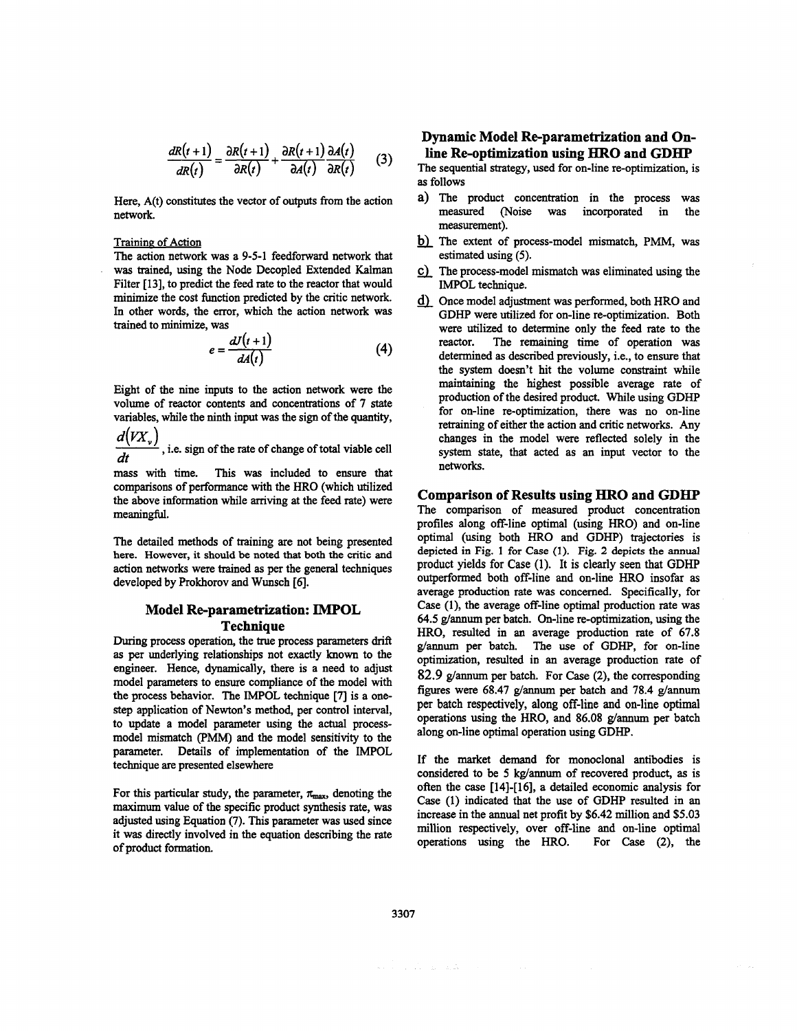$$\frac{dR(t+1)}{dR(t)} = \frac{\partial R(t+1)}{\partial R(t)} + \frac{\partial R(t+1)}{\partial A(t)}\frac{\partial A(t)}{\partial R(t)} \quad (3)$$

Here, A(t) constitutes the vector of outputs from the action network.

Training of Action

The action network was a 9-5-1 feedforward network that was trained, using the Node Decopled Extended Kalman Filter [13], to predict the feed rate to the reactor that would minimize the cost function predicted by the critic network. In other words, the error, which the action network was trained to minimize, was

$$e = \frac{dJ(t+1)}{dA(t)} \quad (4)$$

Eight of the nine inputs to the action network were the volume of reactor contents and concentrations of 7 state variables, while the ninth input was the sign of the quantity, $\frac{d(VX_v)}{dt}$, i.e. sign of the rate of change of total viable cell mass with time. This was included to ensure that comparisons of performance with the HRO (which utilized the above information while arriving at the feed rate) were meaningful.

The detailed methods of training are not being presented here. However, it should be noted that both the critic and action networks were trained as per the general techniques developed by Prokhorov and Wunsch [6].

## Model Re-parametrization: IMPOL Technique

During process operation, the true process parameters drift as per underlying relationships not exactly known to the engineer. Hence, dynamically, there is a need to adjust model parameters to ensure compliance of the model with the process behavior. The IMPOL technique [7] is a one-step application of Newton's method, per control interval, to update a model parameter using the actual process-model mismatch (PMM) and the model sensitivity to the parameter. Details of implementation of the IMPOL technique are presented elsewhere

For this particular study, the parameter, $\pi_{max}$, denoting the maximum value of the specific product synthesis rate, was adjusted using Equation (7). This parameter was used since it was directly involved in the equation describing the rate of product formation.

## Dynamic Model Re-parametrization and On-line Re-optimization using HRO and GDHP

The sequential strategy, used for on-line re-optimization, is as follows

a) The product concentration in the process was measured (Noise was incorporated in the measurement).

b) The extent of process-model mismatch, PMM, was estimated using (5).

c) The process-model mismatch was eliminated using the IMPOL technique.

d) Once model adjustment was performed, both HRO and GDHP were utilized for on-line re-optimization. Both were utilized to determine only the feed rate to the reactor. The remaining time of operation was determined as described previously, i.e., to ensure that the system doesn't hit the volume constraint while maintaining the highest possible average rate of production of the desired product. While using GDHP for on-line re-optimization, there was no on-line retraining of either the action and critic networks. Any changes in the model were reflected solely in the system state, that acted as an input vector to the networks.

## Comparison of Results using HRO and GDHP

The comparison of measured product concentration profiles along off-line optimal (using HRO) and on-line optimal (using both HRO and GDHP) trajectories is depicted in Fig. 1 for Case (1). Fig. 2 depicts the annual product yields for Case (1). It is clearly seen that GDHP outperformed both off-line and on-line HRO insofar as average production rate was concerned. Specifically, for Case (1), the average off-line optimal production rate was 64.5 g/annum per batch. On-line re-optimization, using the HRO, resulted in an average production rate of 67.8 g/annum per batch. The use of GDHP, for on-line optimization, resulted in an average production rate of 82.9 g/annum per batch. For Case (2), the corresponding figures were 68.47 g/annum per batch and 78.4 g/annum per batch respectively, along off-line and on-line optimal operations using the HRO, and 86.08 g/annum per batch along on-line optimal operation using GDHP.

If the market demand for monoclonal antibodies is considered to be 5 kg/annum of recovered product, as is often the case [14]-[16], a detailed economic analysis for Case (1) indicated that the use of GDHP resulted in an increase in the annual net profit by \$6.42 million and \$5.03 million respectively, over off-line and on-line optimal operations using the HRO. For Case (2), the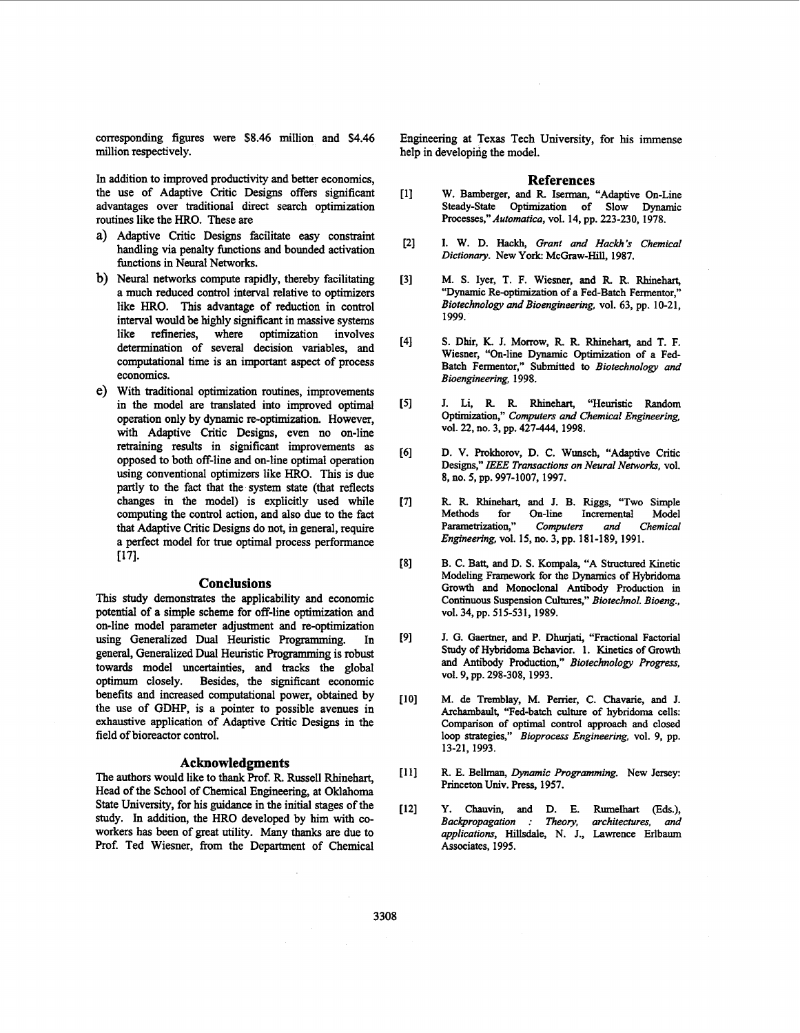corresponding figures were $8.46 million and $4.46 million respectively.

In addition to improved productivity and better economics, the use of Adaptive Critic Designs offers significant advantages over traditional direct search optimization routines like the HRO. These are

a) Adaptive Critic Designs facilitate easy constraint handling via penalty functions and bounded activation functions in Neural Networks.
b) Neural networks compute rapidly, thereby facilitating a much reduced control interval relative to optimizers like HRO. This advantage of reduction in control interval would be highly significant in massive systems like refineries, where optimization involves determination of several decision variables, and computational time is an important aspect of process economics.
e) With traditional optimization routines, improvements in the model are translated into improved optimal operation only by dynamic re-optimization. However, with Adaptive Critic Designs, even no on-line retraining results in significant improvements as opposed to both off-line and on-line optimal operation using conventional optimizers like HRO. This is due partly to the fact that the system state (that reflects changes in the model) is explicitly used while computing the control action, and also due to the fact that Adaptive Critic Designs do not, in general, require a perfect model for true optimal process performance [17].

## Conclusions

This study demonstrates the applicability and economic potential of a simple scheme for off-line optimization and on-line model parameter adjustment and re-optimization using Generalized Dual Heuristic Programming. In general, Generalized Dual Heuristic Programming is robust towards model uncertainties, and tracks the global optimum closely. Besides, the significant economic benefits and increased computational power, obtained by the use of GDHP, is a pointer to possible avenues in exhaustive application of Adaptive Critic Designs in the field of bioreactor control.

## Acknowledgments

The authors would like to thank Prof. R. Russell Rhinehart, Head of the School of Chemical Engineering, at Oklahoma State University, for his guidance in the initial stages of the study. In addition, the HRO developed by him with co-workers has been of great utility. Many thanks are due to Prof. Ted Wiesner, from the Department of Chemical Engineering at Texas Tech University, for his immense help in developing the model.

## References

[1] W. Bamberger, and R. Iserman, "Adaptive On-Line Steady-State Optimization of Slow Dynamic Processes," *Automatica*, vol. 14, pp. 223-230, 1978.

[2] I. W. D. Hackh, *Grant and Hackh's Chemical Dictionary*. New York: McGraw-Hill, 1987.

[3] M. S. Iyer, T. F. Wiesner, and R. R. Rhinehart, "Dynamic Re-optimization of a Fed-Batch Fermentor," *Biotechnology and Bioengineering*, vol. 63, pp. 10-21, 1999.

[4] S. Dhir, K. J. Morrow, R. R. Rhinehart, and T. F. Wiesner, "On-line Dynamic Optimization of a Fed-Batch Fermentor," Submitted to *Biotechnology and Bioengineering*, 1998.

[5] J. Li, R. R. Rhinehart, "Heuristic Random Optimization," *Computers and Chemical Engineering*, vol. 22, no. 3, pp. 427-444, 1998.

[6] D. V. Prokhorov, D. C. Wunsch, "Adaptive Critic Designs," *IEEE Transactions on Neural Networks*, vol. 8, no. 5, pp. 997-1007, 1997.

[7] R. R. Rhinehart, and J. B. Riggs, "Two Simple Methods for On-line Incremental Model Parametrization," *Computers and Chemical Engineering*, vol. 15, no. 3, pp. 181-189, 1991.

[8] B. C. Batt, and D. S. Kompala, "A Structured Kinetic Modeling Framework for the Dynamics of Hybridoma Growth and Monoclonal Antibody Production in Continuous Suspension Cultures," *Biotechnol. Bioeng.*, vol. 34, pp. 515-531, 1989.

[9] J. G. Gaertner, and P. Dhurjati, "Fractional Factorial Study of Hybridoma Behavior. 1. Kinetics of Growth and Antibody Production," *Biotechnology Progress*, vol. 9, pp. 298-308, 1993.

[10] M. de Tremblay, M. Perrier, C. Chavarie, and J. Archambault, "Fed-batch culture of hybridoma cells: Comparison of optimal control approach and closed loop strategies," *Bioprocess Engineering*, vol. 9, pp. 13-21, 1993.

[11] R. E. Bellman, *Dynamic Programming*. New Jersey: Princeton Univ. Press, 1957.

[12] Y. Chauvin, and D. E. Rumelhart (Eds.), *Backpropagation : Theory, architectures, and applications*, Hillsdale, N. J., Lawrence Erlbaum Associates, 1995.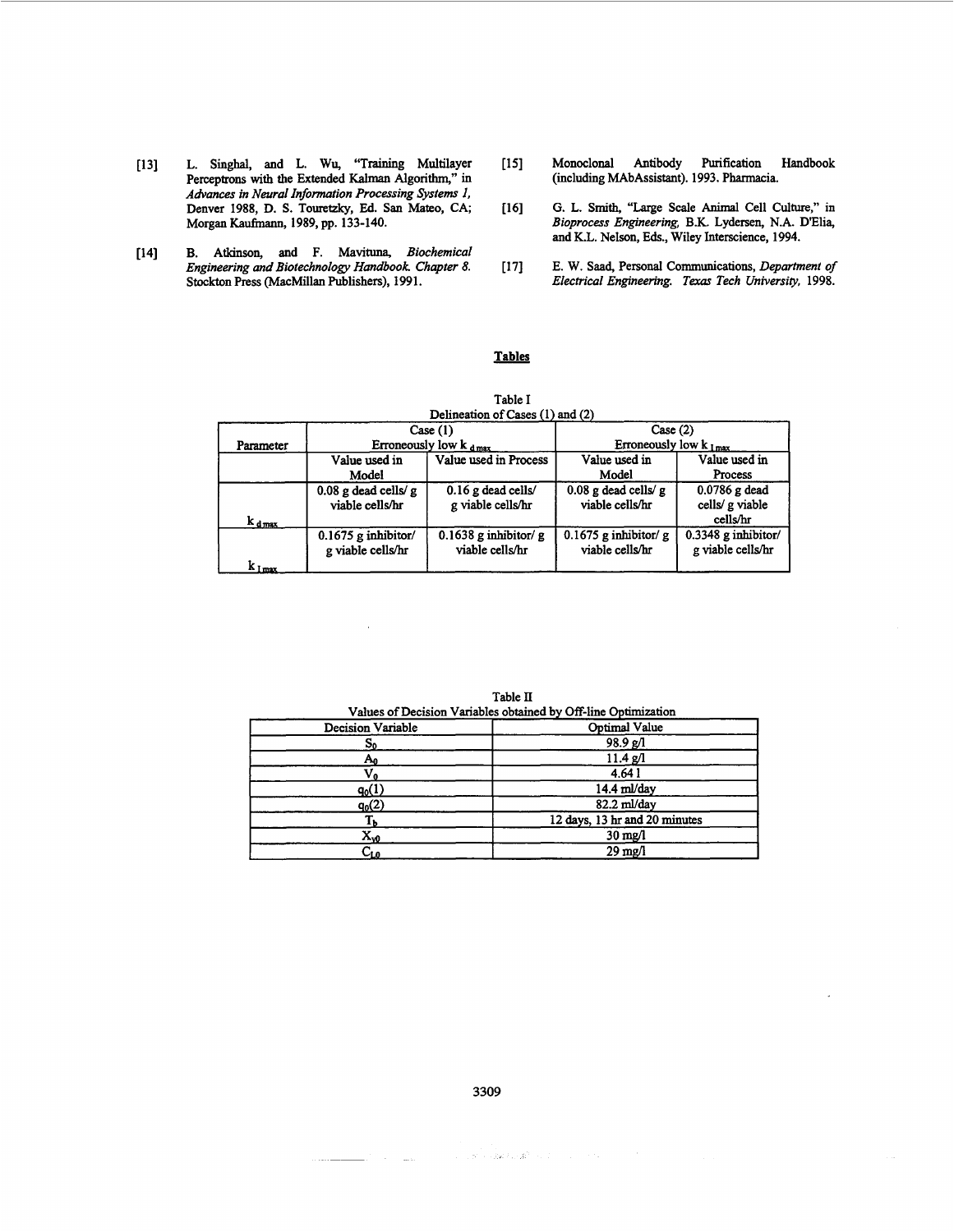[13] L. Singhal, and L. Wu, "Training Multilayer Perceptrons with the Extended Kalman Algorithm," in *Advances in Neural Information Processing Systems 1*, Denver 1988, D. S. Touretzky, Ed. San Mateo, CA; Morgan Kaufmann, 1989, pp. 133-140.

[14] B. Atkinson, and F. Mavituna, *Biochemical Engineering and Biotechnology Handbook. Chapter 8.* Stockton Press (MacMillan Publishers), 1991.

[15] Monoclonal Antibody Purification Handbook (including MAbAssistant). 1993. Pharmacia.

[16] G. L. Smith, "Large Scale Animal Cell Culture," in *Bioprocess Engineering*, B.K. Lydersen, N.A. D'Elia, and K.L. Nelson, Eds., Wiley Interscience, 1994.

[17] E. W. Saad, Personal Communications, *Department of Electrical Engineering. Texas Tech University*, 1998.

## Tables

Table I
Delineation of Cases (1) and (2)

| Parameter | Case (1) Erroneously low $k_{d\,max}$ | | Case (2) Erroneously low $k_{I\,max}$ | |
|---|---|---|---|---|
| | Value used in Model | Value used in Process | Value used in Model | Value used in Process |
| $k_{d\,max}$ | 0.08 g dead cells/ g viable cells/hr | 0.16 g dead cells/ g viable cells/hr | 0.08 g dead cells/ g viable cells/hr | 0.0786 g dead cells/ g viable cells/hr |
| $k_{I\,max}$ | 0.1675 g inhibitor/ g viable cells/hr | 0.1638 g inhibitor/ g viable cells/hr | 0.1675 g inhibitor/ g viable cells/hr | 0.3348 g inhibitor/ g viable cells/hr |

Table II
Values of Decision Variables obtained by Off-line Optimization

| Decision Variable | Optimal Value |
|---|---|
| $S_0$ | 98.9 g/l |
| $A_0$ | 11.4 g/l |
| $V_0$ | 4.64 l |
| $q_0(1)$ | 14.4 ml/day |
| $q_0(2)$ | 82.2 ml/day |
| $T_b$ | 12 days, 13 hr and 20 minutes |
| $X_{v0}$ | 30 mg/l |
| $C_{L0}$ | 29 mg/l |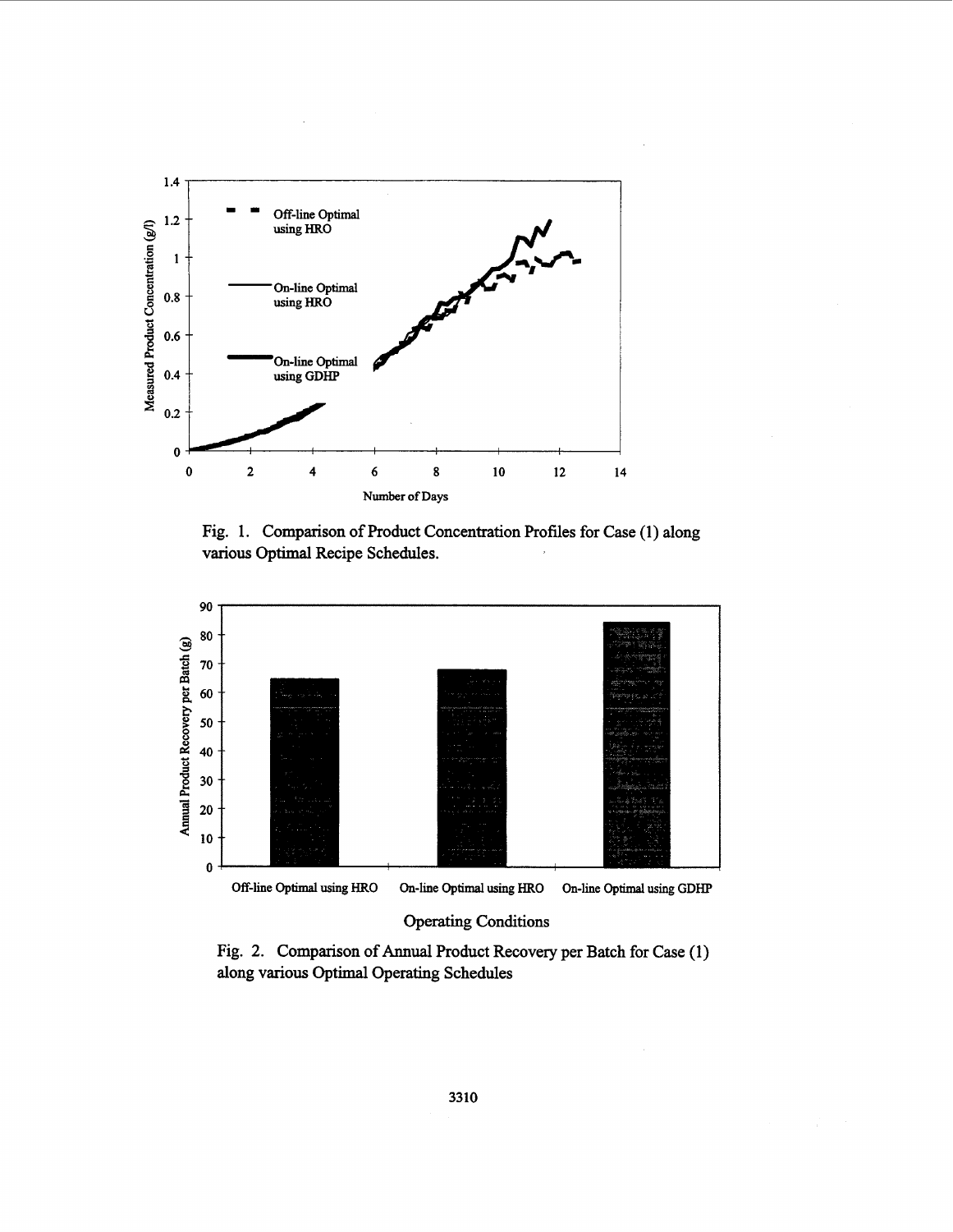Measured Product Concentration (g/l)

1.4
1.2
1
0.8
0.6
0.4
0.2
0

0
2
4
6
8
10
12
14

Number of Days

Off-line Optimal using HRO

On-line Optimal using HRO

On-line Optimal using GDHP

Fig. 1. Comparison of Product Concentration Profiles for Case (1) along various Optimal Recipe Schedules.

Annual Product Recovery per Batch (g)

90
80
70
60
50
40
30
20
10
0

Off-line Optimal using HRO

On-line Optimal using HRO

On-line Optimal using GDHP

Operating Conditions

Fig. 2. Comparison of Annual Product Recovery per Batch for Case (1) along various Optimal Operating Schedules